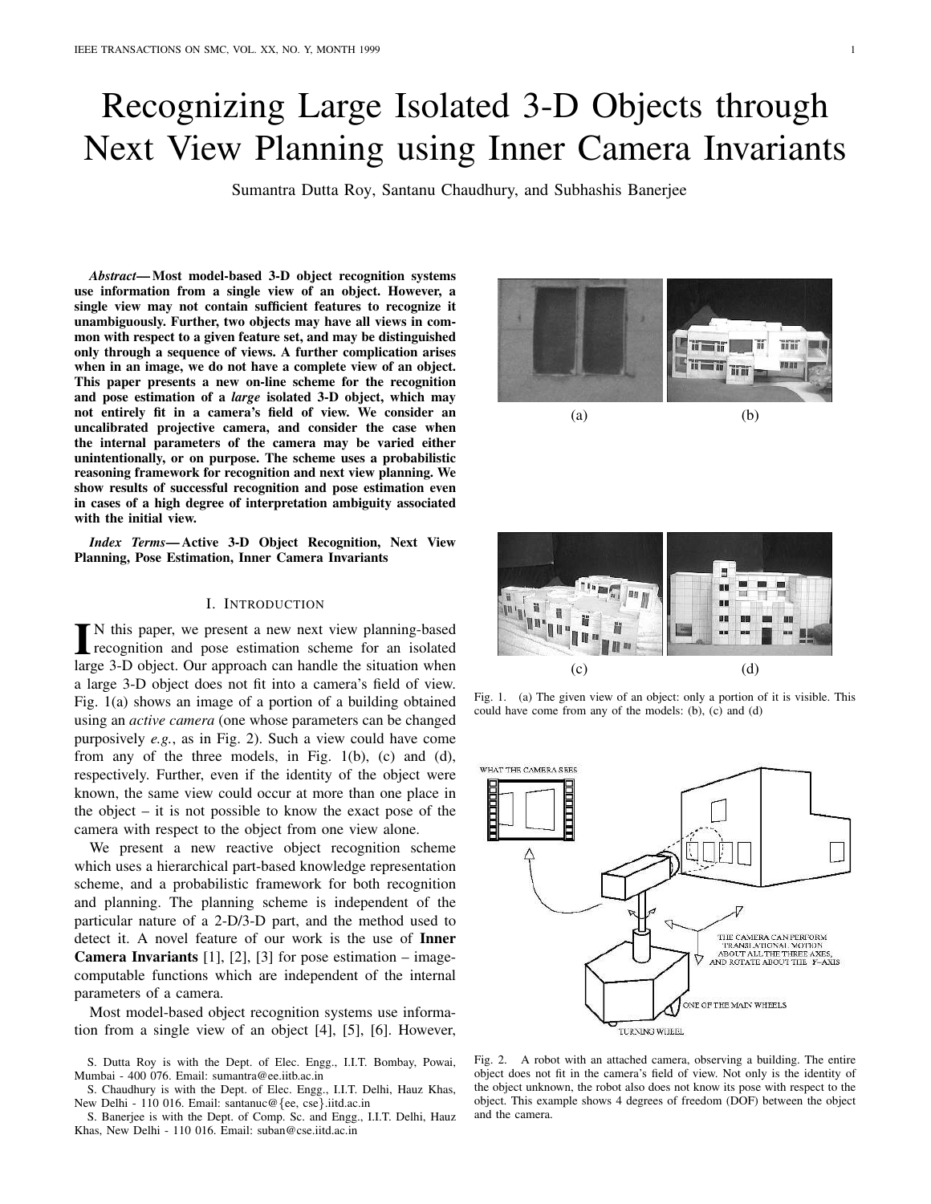# Recognizing Large Isolated 3-D Objects through Next View Planning using Inner Camera Invariants

Sumantra Dutta Roy, Santanu Chaudhury, and Subhashis Banerjee

***Abstract*— Most model-based 3-D object recognition systems use information from a single view of an object. However, a single view may not contain sufficient features to recognize it unambiguously. Further, two objects may have all views in common with respect to a given feature set, and may be distinguished only through a sequence of views. A further complication arises when in an image, we do not have a complete view of an object. This paper presents a new on-line scheme for the recognition and pose estimation of a *large* isolated 3-D object, which may not entirely fit in a camera's field of view. We consider an uncalibrated projective camera, and consider the case when the internal parameters of the camera may be varied either unintentionally, or on purpose. The scheme uses a probabilistic reasoning framework for recognition and next view planning. We show results of successful recognition and pose estimation even in cases of a high degree of interpretation ambiguity associated with the initial view.**

***Index Terms*— Active 3-D Object Recognition, Next View Planning, Pose Estimation, Inner Camera Invariants**

## I. Introduction

In this paper, we present a new next view planning-based recognition and pose estimation scheme for an isolated large 3-D object. Our approach can handle the situation when a large 3-D object does not fit into a camera's field of view. Fig. 1(a) shows an image of a portion of a building obtained using an *active camera* (one whose parameters can be changed purposively *e.g.*, as in Fig. 2). Such a view could have come from any of the three models, in Fig. 1(b), (c) and (d), respectively. Further, even if the identity of the object were known, the same view could occur at more than one place in the object – it is not possible to know the exact pose of the camera with respect to the object from one view alone.

We present a new reactive object recognition scheme which uses a hierarchical part-based knowledge representation scheme, and a probabilistic framework for both recognition and planning. The planning scheme is independent of the particular nature of a 2-D/3-D part, and the method used to detect it. A novel feature of our work is the use of **Inner Camera Invariants** [1], [2], [3] for pose estimation – image-computable functions which are independent of the internal parameters of a camera.

Most model-based object recognition systems use information from a single view of an object [4], [5], [6]. However,

Fig. 1. (a) The given view of an object: only a portion of it is visible. This could have come from any of the models: (b), (c) and (d)

Fig. 2. A robot with an attached camera, observing a building. The entire object does not fit in the camera's field of view. Not only is the identity of the object unknown, the robot also does not know its pose with respect to the object. This example shows 4 degrees of freedom (DOF) between the object and the camera.

S. Dutta Roy is with the Dept. of Elec. Engg., I.I.T. Bombay, Powai, Mumbai - 400 076. Email: sumantra@ee.iitb.ac.in

S. Chaudhury is with the Dept. of Elec. Engg., I.I.T. Delhi, Hauz Khas, New Delhi - 110 016. Email: santanuc@{ee, cse}.iitd.ac.in

S. Banerjee is with the Dept. of Comp. Sc. and Engg., I.I.T. Delhi, Hauz Khas, New Delhi - 110 016. Email: suban@cse.iitd.ac.in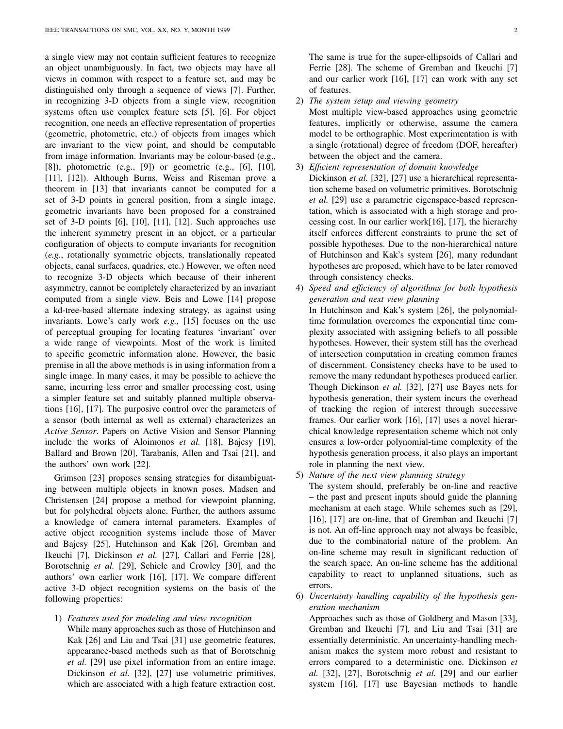a single view may not contain sufficient features to recognize an object unambiguously. In fact, two objects may have all views in common with respect to a feature set, and may be distinguished only through a sequence of views [7]. Further, in recognizing 3-D objects from a single view, recognition systems often use complex feature sets [5], [6]. For object recognition, one needs an effective representation of properties (geometric, photometric, etc.) of objects from images which are invariant to the view point, and should be computable from image information. Invariants may be colour-based (e.g., [8]), photometric (e.g., [9]) or geometric (e.g., [6], [10], [11], [12]). Although Burns, Weiss and Riseman prove a theorem in [13] that invariants cannot be computed for a set of 3-D points in general position, from a single image, geometric invariants have been proposed for a constrained set of 3-D points [6], [10], [11], [12]. Such approaches use the inherent symmetry present in an object, or a particular configuration of objects to compute invariants for recognition (*e.g.*, rotationally symmetric objects, translationally repeated objects, canal surfaces, quadrics, etc.) However, we often need to recognize 3-D objects which because of their inherent asymmetry, cannot be completely characterized by an invariant computed from a single view. Beis and Lowe [14] propose a kd-tree-based alternate indexing strategy, as against using invariants. Lowe's early work *e.g.,* [15] focuses on the use of perceptual grouping for locating features 'invariant' over a wide range of viewpoints. Most of the work is limited to specific geometric information alone. However, the basic premise in all the above methods is in using information from a single image. In many cases, it may be possible to achieve the same, incurring less error and smaller processing cost, using a simpler feature set and suitably planned multiple observations [16], [17]. The purposive control over the parameters of a sensor (both internal as well as external) characterizes an *Active Sensor*. Papers on Active Vision and Sensor Planning include the works of Aloimonos *et al.* [18], Bajcsy [19], Ballard and Brown [20], Tarabanis, Allen and Tsai [21], and the authors' own work [22].

Grimson [23] proposes sensing strategies for disambiguating between multiple objects in known poses. Madsen and Christensen [24] propose a method for viewpoint planning, but for polyhedral objects alone. Further, the authors assume a knowledge of camera internal parameters. Examples of active object recognition systems include those of Maver and Bajcsy [25], Hutchinson and Kak [26], Gremban and Ikeuchi [7], Dickinson *et al.* [27], Callari and Ferrie [28], Borotschnig *et al.* [29], Schiele and Crowley [30], and the authors' own earlier work [16], [17]. We compare different active 3-D object recognition systems on the basis of the following properties:

1) *Features used for modeling and view recognition*
   While many approaches such as those of Hutchinson and Kak [26] and Liu and Tsai [31] use geometric features, appearance-based methods such as that of Borotschnig *et al.* [29] use pixel information from an entire image. Dickinson *et al.* [32], [27] use volumetric primitives, which are associated with a high feature extraction cost. The same is true for the super-ellipsoids of Callari and Ferrie [28]. The scheme of Gremban and Ikeuchi [7] and our earlier work [16], [17] can work with any set of features.
2) *The system setup and viewing geometry*
   Most multiple view-based approaches using geometric features, implicitly or otherwise, assume the camera model to be orthographic. Most experimentation is with a single (rotational) degree of freedom (DOF, hereafter) between the object and the camera.
3) *Efficient representation of domain knowledge*
   Dickinson *et al.* [32], [27] use a hierarchical representation scheme based on volumetric primitives. Borotschnig *et al.* [29] use a parametric eigenspace-based representation, which is associated with a high storage and processing cost. In our earlier work[16], [17], the hierarchy itself enforces different constraints to prune the set of possible hypotheses. Due to the non-hierarchical nature of Hutchinson and Kak's system [26], many redundant hypotheses are proposed, which have to be later removed through consistency checks.
4) *Speed and efficiency of algorithms for both hypothesis generation and next view planning*
   In Hutchinson and Kak's system [26], the polynomial-time formulation overcomes the exponential time complexity associated with assigning beliefs to all possible hypotheses. However, their system still has the overhead of intersection computation in creating common frames of discernment. Consistency checks have to be used to remove the many redundant hypotheses produced earlier. Though Dickinson *et al.* [32], [27] use Bayes nets for hypothesis generation, their system incurs the overhead of tracking the region of interest through successive frames. Our earlier work [16], [17] uses a novel hierarchical knowledge representation scheme which not only ensures a low-order polynomial-time complexity of the hypothesis generation process, it also plays an important role in planning the next view.
5) *Nature of the next view planning strategy*
   The system should, preferably be on-line and reactive – the past and present inputs should guide the planning mechanism at each stage. While schemes such as [29], [16], [17] are on-line, that of Gremban and Ikeuchi [7] is not. An off-line approach may not always be feasible, due to the combinatorial nature of the problem. An on-line scheme may result in significant reduction of the search space. An on-line scheme has the additional capability to react to unplanned situations, such as errors.
6) *Uncertainty handling capability of the hypothesis generation mechanism*
   Approaches such as those of Goldberg and Mason [33], Gremban and Ikeuchi [7], and Liu and Tsai [31] are essentially deterministic. An uncertainty-handling mechanism makes the system more robust and resistant to errors compared to a deterministic one. Dickinson *et al.* [32], [27], Borotschnig *et al.* [29] and our earlier system [16], [17] use Bayesian methods to handle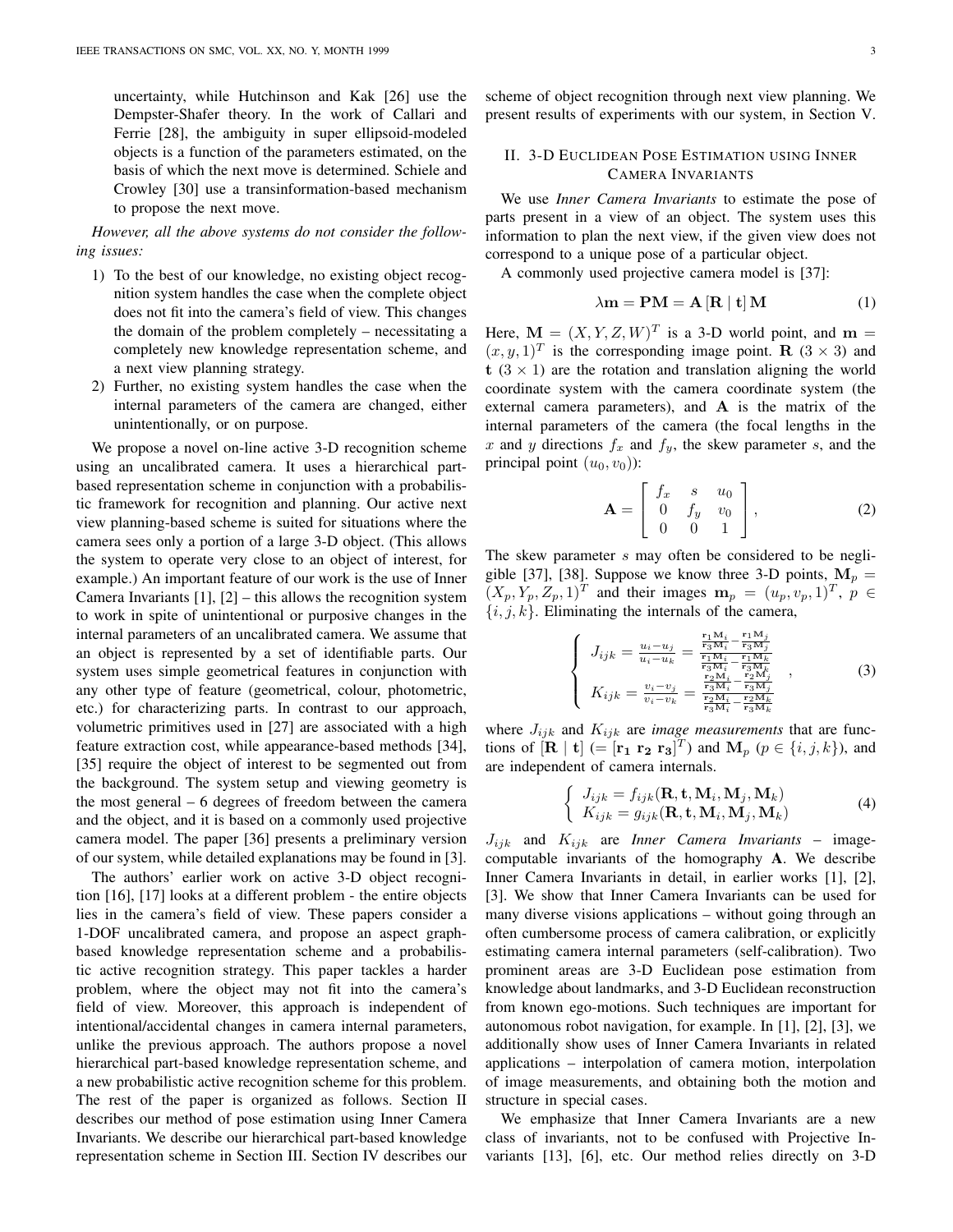uncertainty, while Hutchinson and Kak [26] use the Dempster-Shafer theory. In the work of Callari and Ferrie [28], the ambiguity in super ellipsoid-modeled objects is a function of the parameters estimated, on the basis of which the next move is determined. Schiele and Crowley [30] use a transinformation-based mechanism to propose the next move.

*However, all the above systems do not consider the following issues:*

1) To the best of our knowledge, no existing object recognition system handles the case when the complete object does not fit into the camera's field of view. This changes the domain of the problem completely – necessitating a completely new knowledge representation scheme, and a next view planning strategy.
2) Further, no existing system handles the case when the internal parameters of the camera are changed, either unintentionally, or on purpose.

We propose a novel on-line active 3-D recognition scheme using an uncalibrated camera. It uses a hierarchical part-based representation scheme in conjunction with a probabilistic framework for recognition and planning. Our active next view planning-based scheme is suited for situations where the camera sees only a portion of a large 3-D object. (This allows the system to operate very close to an object of interest, for example.) An important feature of our work is the use of Inner Camera Invariants [1], [2] – this allows the recognition system to work in spite of unintentional or purposive changes in the internal parameters of an uncalibrated camera. We assume that an object is represented by a set of identifiable parts. Our system uses simple geometrical features in conjunction with any other type of feature (geometrical, colour, photometric, etc.) for characterizing parts. In contrast to our approach, volumetric primitives used in [27] are associated with a high feature extraction cost, while appearance-based methods [34], [35] require the object of interest to be segmented out from the background. The system setup and viewing geometry is the most general – 6 degrees of freedom between the camera and the object, and it is based on a commonly used projective camera model. The paper [36] presents a preliminary version of our system, while detailed explanations may be found in [3].

The authors' earlier work on active 3-D object recognition [16], [17] looks at a different problem - the entire objects lies in the camera's field of view. These papers consider a 1-DOF uncalibrated camera, and propose an aspect graph-based knowledge representation scheme and a probabilistic active recognition strategy. This paper tackles a harder problem, where the object may not fit into the camera's field of view. Moreover, this approach is independent of intentional/accidental changes in camera internal parameters, unlike the previous approach. The authors propose a novel hierarchical part-based knowledge representation scheme, and a new probabilistic active recognition scheme for this problem. The rest of the paper is organized as follows. Section II describes our method of pose estimation using Inner Camera Invariants. We describe our hierarchical part-based knowledge representation scheme in Section III. Section IV describes our scheme of object recognition through next view planning. We present results of experiments with our system, in Section V.

## II. 3-D Euclidean Pose Estimation using Inner Camera Invariants

We use *Inner Camera Invariants* to estimate the pose of parts present in a view of an object. The system uses this information to plan the next view, if the given view does not correspond to a unique pose of a particular object.

A commonly used projective camera model is [37]:

$$\lambda \mathbf{m} = \mathbf{P}\mathbf{M} = \mathbf{A}\left[\mathbf{R} \mid \mathbf{t}\right]\mathbf{M} \tag{1}$$

Here, $\mathbf{M} = (X, Y, Z, W)^T$ is a 3-D world point, and $\mathbf{m} = (x, y, 1)^T$ is the corresponding image point. $\mathbf{R}$ $(3 \times 3)$ and $\mathbf{t}$ $(3 \times 1)$ are the rotation and translation aligning the world coordinate system with the camera coordinate system (the external camera parameters), and $\mathbf{A}$ is the matrix of the internal parameters of the camera (the focal lengths in the $x$ and $y$ directions $f_x$ and $f_y$, the skew parameter $s$, and the principal point $(u_0, v_0)$):

$$\mathbf{A} = \begin{bmatrix} f_x & s & u_0 \\ 0 & f_y & v_0 \\ 0 & 0 & 1 \end{bmatrix}, \tag{2}$$

The skew parameter $s$ may often be considered to be negligible [37], [38]. Suppose we know three 3-D points, $\mathbf{M}_p = (X_p, Y_p, Z_p, 1)^T$ and their images $\mathbf{m}_p = (u_p, v_p, 1)^T$, $p \in \{i, j, k\}$. Eliminating the internals of the camera,

$$\left\{ \begin{array}{l} J_{ijk} = \frac{u_i - u_j}{u_i - u_k} = \frac{\frac{\mathbf{r_1 M}_i}{\mathbf{r_3 M}_i} - \frac{\mathbf{r_1 M}_j}{\mathbf{r_3 M}_j}}{\frac{\mathbf{r_1 M}_i}{\mathbf{r_3 M}_i} - \frac{\mathbf{r_1 M}_k}{\mathbf{r_3 M}_k}} \\ K_{ijk} = \frac{v_i - v_j}{v_i - v_k} = \frac{\frac{\mathbf{r_2 M}_i}{\mathbf{r_3 M}_i} - \frac{\mathbf{r_2 M}_j}{\mathbf{r_3 M}_j}}{\frac{\mathbf{r_2 M}_i}{\mathbf{r_3 M}_i} - \frac{\mathbf{r_2 M}_k}{\mathbf{r_3 M}_k}} \end{array} \right. , \tag{3}$$

where $J_{ijk}$ and $K_{ijk}$ are *image measurements* that are functions of $[\mathbf{R} \mid \mathbf{t}]$ $(= [\mathbf{r_1}\ \mathbf{r_2}\ \mathbf{r_3}]^T)$ and $\mathbf{M}_p$ $(p \in \{i, j, k\})$, and are independent of camera internals.

$$\left\{ \begin{array}{l} J_{ijk} = f_{ijk}(\mathbf{R}, \mathbf{t}, \mathbf{M}_i, \mathbf{M}_j, \mathbf{M}_k) \\ K_{ijk} = g_{ijk}(\mathbf{R}, \mathbf{t}, \mathbf{M}_i, \mathbf{M}_j, \mathbf{M}_k) \end{array} \right. \tag{4}$$

$J_{ijk}$ and $K_{ijk}$ are *Inner Camera Invariants* – image-computable invariants of the homography $\mathbf{A}$. We describe Inner Camera Invariants in detail, in earlier works [1], [2], [3]. We show that Inner Camera Invariants can be used for many diverse visions applications – without going through an often cumbersome process of camera calibration, or explicitly estimating camera internal parameters (self-calibration). Two prominent areas are 3-D Euclidean pose estimation from knowledge about landmarks, and 3-D Euclidean reconstruction from known ego-motions. Such techniques are important for autonomous robot navigation, for example. In [1], [2], [3], we additionally show uses of Inner Camera Invariants in related applications – interpolation of camera motion, interpolation of image measurements, and obtaining both the motion and structure in special cases.

We emphasize that Inner Camera Invariants are a new class of invariants, not to be confused with Projective Invariants [13], [6], etc. Our method relies directly on 3-D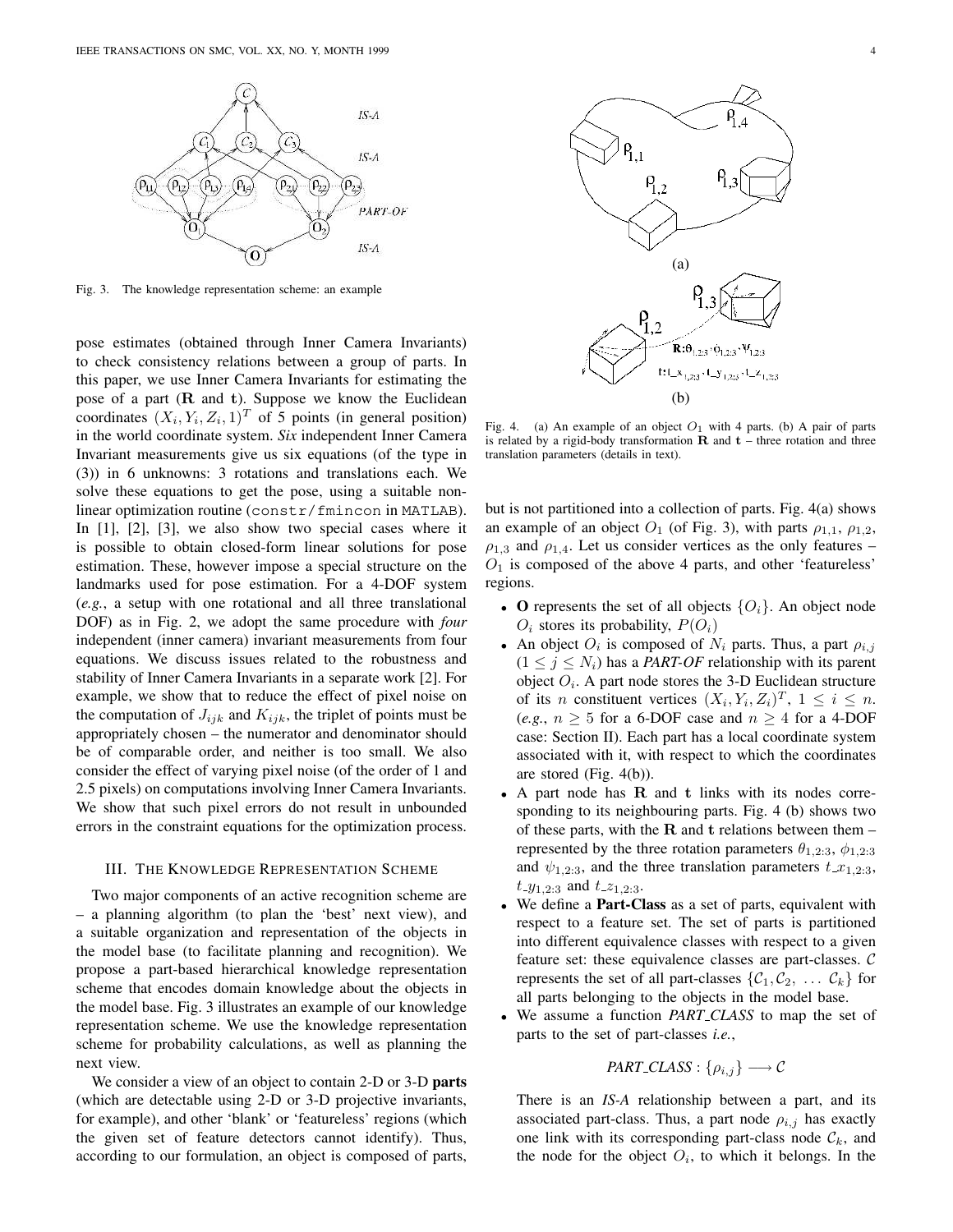Fig. 3. The knowledge representation scheme: an example

pose estimates (obtained through Inner Camera Invariants) to check consistency relations between a group of parts. In this paper, we use Inner Camera Invariants for estimating the pose of a part ($\mathbf{R}$ and $\mathbf{t}$). Suppose we know the Euclidean coordinates $(X_i, Y_i, Z_i, 1)^T$ of 5 points (in general position) in the world coordinate system. *Six* independent Inner Camera Invariant measurements give us six equations (of the type in (3)) in 6 unknowns: 3 rotations and translations each. We solve these equations to get the pose, using a suitable non-linear optimization routine (`constr/fmincon` in MATLAB). In [1], [2], [3], we also show two special cases where it is possible to obtain closed-form linear solutions for pose estimation. These, however impose a special structure on the landmarks used for pose estimation. For a 4-DOF system (*e.g.*, a setup with one rotational and all three translational DOF) as in Fig. 2, we adopt the same procedure with *four* independent (inner camera) invariant measurements from four equations. We discuss issues related to the robustness and stability of Inner Camera Invariants in a separate work [2]. For example, we show that to reduce the effect of pixel noise on the computation of $J_{ijk}$ and $K_{ijk}$, the triplet of points must be appropriately chosen – the numerator and denominator should be of comparable order, and neither is too small. We also consider the effect of varying pixel noise (of the order of 1 and 2.5 pixels) on computations involving Inner Camera Invariants. We show that such pixel errors do not result in unbounded errors in the constraint equations for the optimization process.

## III. The Knowledge Representation Scheme

Two major components of an active recognition scheme are – a planning algorithm (to plan the 'best' next view), and a suitable organization and representation of the objects in the model base (to facilitate planning and recognition). We propose a part-based hierarchical knowledge representation scheme that encodes domain knowledge about the objects in the model base. Fig. 3 illustrates an example of our knowledge representation scheme. We use the knowledge representation scheme for probability calculations, as well as planning the next view.

We consider a view of an object to contain 2-D or 3-D **parts** (which are detectable using 2-D or 3-D projective invariants, for example), and other 'blank' or 'featureless' regions (which the given set of feature detectors cannot identify). Thus, according to our formulation, an object is composed of parts,

Fig. 4. (a) An example of an object $O_1$ with 4 parts. (b) A pair of parts is related by a rigid-body transformation $\mathbf{R}$ and $\mathbf{t}$ – three rotation and three translation parameters (details in text).

but is not partitioned into a collection of parts. Fig. 4(a) shows an example of an object $O_1$ (of Fig. 3), with parts $\rho_{1,1}$, $\rho_{1,2}$, $\rho_{1,3}$ and $\rho_{1,4}$. Let us consider vertices as the only features – $O_1$ is composed of the above 4 parts, and other 'featureless' regions.

- $\mathbf{O}$ represents the set of all objects $\{O_i\}$. An object node $O_i$ stores its probability, $P(O_i)$
- An object $O_i$ is composed of $N_i$ parts. Thus, a part $\rho_{i,j}$ $(1 \leq j \leq N_i)$ has a *PART-OF* relationship with its parent object $O_i$. A part node stores the 3-D Euclidean structure of its $n$ constituent vertices $(X_i, Y_i, Z_i)^T$, $1 \leq i \leq n$. (*e.g.*, $n \geq 5$ for a 6-DOF case and $n \geq 4$ for a 4-DOF case: Section II). Each part has a local coordinate system associated with it, with respect to which the coordinates are stored (Fig. 4(b)).
- A part node has $\mathbf{R}$ and $\mathbf{t}$ links with its nodes corresponding to its neighbouring parts. Fig. 4 (b) shows two of these parts, with the $\mathbf{R}$ and $\mathbf{t}$ relations between them – represented by the three rotation parameters $\theta_{1,2:3}$, $\phi_{1,2:3}$ and $\psi_{1,2:3}$, and the three translation parameters $t\_x_{1,2:3}$, $t\_y_{1,2:3}$ and $t\_z_{1,2:3}$.
- We define a **Part-Class** as a set of parts, equivalent with respect to a feature set. The set of parts is partitioned into different equivalence classes with respect to a given feature set: these equivalence classes are part-classes. $\mathcal{C}$ represents the set of all part-classes $\{\mathcal{C}_1, \mathcal{C}_2, \ldots \mathcal{C}_k\}$ for all parts belonging to the objects in the model base.
- We assume a function *PART_CLASS* to map the set of parts to the set of part-classes *i.e.*,

  $$\textit{PART\_CLASS} : \{\rho_{i,j}\} \longrightarrow \mathcal{C}$$

  There is an *IS-A* relationship between a part, and its associated part-class. Thus, a part node $\rho_{i,j}$ has exactly one link with its corresponding part-class node $\mathcal{C}_k$, and the node for the object $O_i$, to which it belongs. In the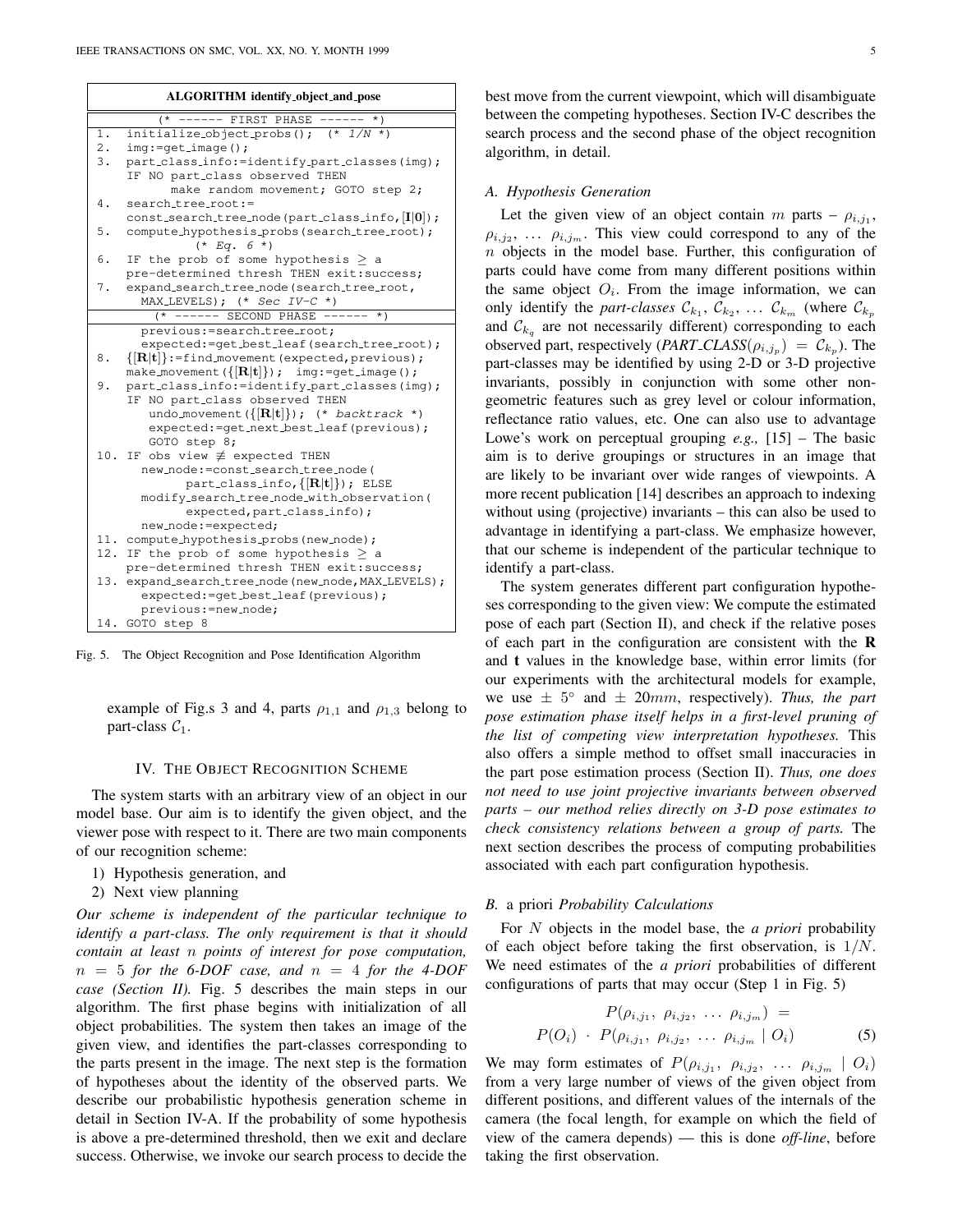**ALGORITHM identify_object_and_pose**

```
         (* ------ FIRST PHASE ------ *)
1.  initialize_object_probs();  (* 1/N *)
2.  img:=get_image();
3.  part_class_info:=identify_part_classes(img);
    IF NO part_class observed THEN
         make random movement; GOTO step 2;
4.  search_tree_root:=
    const_search_tree_node(part_class_info,[I|0]);
5.  compute_hypothesis_probs(search_tree_root);
            (* Eq. 6 *)
6.  IF the prob of some hypothesis ≥ a
    pre-determined thresh THEN exit:success;
7.  expand_search_tree_node(search_tree_root,
      MAX_LEVELS); (* Sec IV-C *)
         (* ------ SECOND PHASE ------ *)
      previous:=search_tree_root;
      expected:=get_best_leaf(search_tree_root);
8.  {[R|t]}:=find_movement(expected,previous);
    make_movement({[R|t]});  img:=get_image();
9.  part_class_info:=identify_part_classes(img);
    IF NO part_class observed THEN
       undo_movement({[R|t]}); (* backtrack *)
       expected:=get_next_best_leaf(previous);
       GOTO step 8;
10. IF obs view ≢ expected THEN
      new_node:=const_search_tree_node(
           part_class_info,{[R|t]}); ELSE
      modify_search_tree_node_with_observation(
           expected,part_class_info);
      new_node:=expected;
11. compute_hypothesis_probs(new_node);
12. IF the prob of some hypothesis ≥ a
    pre-determined thresh THEN exit:success;
13. expand_search_tree_node(new_node,MAX_LEVELS);
      expected:=get_best_leaf(previous);
      previous:=new_node;
14. GOTO step 8
```

Fig. 5. The Object Recognition and Pose Identification Algorithm

example of Fig.s 3 and 4, parts $\rho_{1,1}$ and $\rho_{1,3}$ belong to part-class $\mathcal{C}_1$.

## IV. The Object Recognition Scheme

The system starts with an arbitrary view of an object in our model base. Our aim is to identify the given object, and the viewer pose with respect to it. There are two main components of our recognition scheme:

1) Hypothesis generation, and
2) Next view planning

*Our scheme is independent of the particular technique to identify a part-class. The only requirement is that it should contain at least $n$ points of interest for pose computation, $n = 5$ for the 6-DOF case, and $n = 4$ for the 4-DOF case (Section II).* Fig. 5 describes the main steps in our algorithm. The first phase begins with initialization of all object probabilities. The system then takes an image of the given view, and identifies the part-classes corresponding to the parts present in the image. The next step is the formation of hypotheses about the identity of the observed parts. We describe our probabilistic hypothesis generation scheme in detail in Section IV-A. If the probability of some hypothesis is above a pre-determined threshold, then we exit and declare success. Otherwise, we invoke our search process to decide the best move from the current viewpoint, which will disambiguate between the competing hypotheses. Section IV-C describes the search process and the second phase of the object recognition algorithm, in detail.

### A. Hypothesis Generation

Let the given view of an object contain $m$ parts – $\rho_{i,j_1}$, $\rho_{i,j_2}$, … $\rho_{i,j_m}$. This view could correspond to any of the $n$ objects in the model base. Further, this configuration of parts could have come from many different positions within the same object $O_i$. From the image information, we can only identify the *part-classes* $\mathcal{C}_{k_1}$, $\mathcal{C}_{k_2}$, … $\mathcal{C}_{k_m}$ (where $\mathcal{C}_{k_p}$ and $\mathcal{C}_{k_q}$ are not necessarily different) corresponding to each observed part, respectively (*PART_CLASS*$(\rho_{i,j_p}) = \mathcal{C}_{k_p}$). The part-classes may be identified by using 2-D or 3-D projective invariants, possibly in conjunction with some other non-geometric features such as grey level or colour information, reflectance ratio values, etc. One can also use to advantage Lowe's work on perceptual grouping *e.g.,* [15] – The basic aim is to derive groupings or structures in an image that are likely to be invariant over wide ranges of viewpoints. A more recent publication [14] describes an approach to indexing without using (projective) invariants – this can also be used to advantage in identifying a part-class. We emphasize however, that our scheme is independent of the particular technique to identify a part-class.

The system generates different part configuration hypotheses corresponding to the given view: We compute the estimated pose of each part (Section II), and check if the relative poses of each part in the configuration are consistent with the $\mathbf{R}$ and $\mathbf{t}$ values in the knowledge base, within error limits (for our experiments with the architectural models for example, we use $\pm\ 5^\circ$ and $\pm\ 20mm$, respectively). *Thus, the part pose estimation phase itself helps in a first-level pruning of the list of competing view interpretation hypotheses.* This also offers a simple method to offset small inaccuracies in the part pose estimation process (Section II). *Thus, one does not need to use joint projective invariants between observed parts – our method relies directly on 3-D pose estimates to check consistency relations between a group of parts.* The next section describes the process of computing probabilities associated with each part configuration hypothesis.

### B. *a priori Probability Calculations*

For $N$ objects in the model base, the *a priori* probability of each object before taking the first observation, is $1/N$. We need estimates of the *a priori* probabilities of different configurations of parts that may occur (Step 1 in Fig. 5)

$$P(\rho_{i,j_1},\ \rho_{i,j_2},\ \ldots\ \rho_{i,j_m}) = P(O_i)\ \cdot\ P(\rho_{i,j_1},\ \rho_{i,j_2},\ \ldots\ \rho_{i,j_m} \mid O_i) \tag{5}$$

We may form estimates of $P(\rho_{i,j_1},\ \rho_{i,j_2},\ \ldots\ \rho_{i,j_m} \mid O_i)$ from a very large number of views of the given object from different positions, and different values of the internals of the camera (the focal length, for example on which the field of view of the camera depends) — this is done *off-line*, before taking the first observation.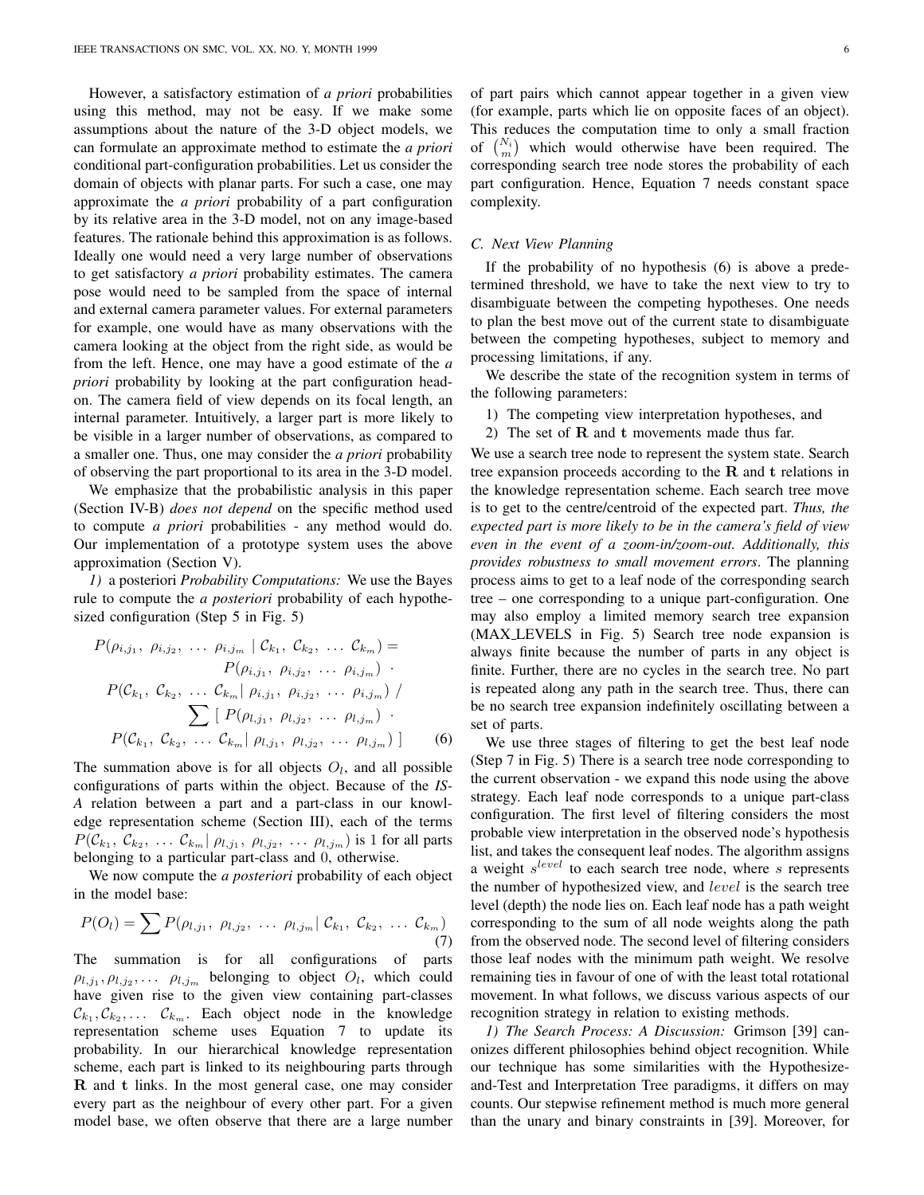However, a satisfactory estimation of *a priori* probabilities using this method, may not be easy. If we make some assumptions about the nature of the 3-D object models, we can formulate an approximate method to estimate the *a priori* conditional part-configuration probabilities. Let us consider the domain of objects with planar parts. For such a case, one may approximate the *a priori* probability of a part configuration by its relative area in the 3-D model, not on any image-based features. The rationale behind this approximation is as follows. Ideally one would need a very large number of observations to get satisfactory *a priori* probability estimates. The camera pose would need to be sampled from the space of internal and external camera parameter values. For external parameters for example, one would have as many observations with the camera looking at the object from the right side, as would be from the left. Hence, one may have a good estimate of the *a priori* probability by looking at the part configuration head-on. The camera field of view depends on its focal length, an internal parameter. Intuitively, a larger part is more likely to be visible in a larger number of observations, as compared to a smaller one. Thus, one may consider the *a priori* probability of observing the part proportional to its area in the 3-D model.

We emphasize that the probabilistic analysis in this paper (Section IV-B) *does not depend* on the specific method used to compute *a priori* probabilities - any method would do. Our implementation of a prototype system uses the above approximation (Section V).

*1) a posteriori Probability Computations:* We use the Bayes rule to compute the *a posteriori* probability of each hypothesized configuration (Step 5 in Fig. 5)

$$
\begin{aligned}
P(\rho_{i,j_1},\ \rho_{i,j_2},\ \ldots\ \rho_{i,j_m} \mid \mathcal{C}_{k_1},\ \mathcal{C}_{k_2},\ \ldots\ \mathcal{C}_{k_m}) = \\
P(\rho_{i,j_1},\ \rho_{i,j_2},\ \ldots\ \rho_{i,j_m}) \ \cdot \\
P(\mathcal{C}_{k_1},\ \mathcal{C}_{k_2},\ \ldots\ \mathcal{C}_{k_m} \mid \rho_{i,j_1},\ \rho_{i,j_2},\ \ldots\ \rho_{i,j_m}) \ / \\
\sum \left[\ P(\rho_{l,j_1},\ \rho_{l,j_2},\ \ldots\ \rho_{l,j_m}) \ \cdot \right. \\
\left. P(\mathcal{C}_{k_1},\ \mathcal{C}_{k_2},\ \ldots\ \mathcal{C}_{k_m} \mid \rho_{l,j_1},\ \rho_{l,j_2},\ \ldots\ \rho_{l,j_m})\ \right]
\end{aligned}
\qquad (6)
$$

The summation above is for all objects $O_l$, and all possible configurations of parts within the object. Because of the *IS-A* relation between a part and a part-class in our knowledge representation scheme (Section III), each of the terms $P(\mathcal{C}_{k_1},\ \mathcal{C}_{k_2},\ \ldots\ \mathcal{C}_{k_m} \mid \rho_{l,j_1},\ \rho_{l,j_2},\ \ldots\ \rho_{l,j_m})$ is 1 for all parts belonging to a particular part-class and 0, otherwise.

We now compute the *a posteriori* probability of each object in the model base:

$$
P(O_l) = \sum P(\rho_{l,j_1},\ \rho_{l,j_2},\ \ldots\ \rho_{l,j_m} \mid \mathcal{C}_{k_1},\ \mathcal{C}_{k_2},\ \ldots\ \mathcal{C}_{k_m}) \qquad (7)
$$

The summation is for all configurations of parts $\rho_{l,j_1}, \rho_{l,j_2}, \ldots\ \rho_{l,j_m}$ belonging to object $O_l$, which could have given rise to the given view containing part-classes $\mathcal{C}_{k_1}, \mathcal{C}_{k_2}, \ldots\ \mathcal{C}_{k_m}$. Each object node in the knowledge representation scheme uses Equation 7 to update its probability. In our hierarchical knowledge representation scheme, each part is linked to its neighbouring parts through $\mathbf{R}$ and $\mathbf{t}$ links. In the most general case, one may consider every part as the neighbour of every other part. For a given model base, we often observe that there are a large number of part pairs which cannot appear together in a given view (for example, parts which lie on opposite faces of an object). This reduces the computation time to only a small fraction of $\binom{N_i}{m}$ which would otherwise have been required. The corresponding search tree node stores the probability of each part configuration. Hence, Equation 7 needs constant space complexity.

### C. Next View Planning

If the probability of no hypothesis (6) is above a predetermined threshold, we have to take the next view to try to disambiguate between the competing hypotheses. One needs to plan the best move out of the current state to disambiguate between the competing hypotheses, subject to memory and processing limitations, if any.

We describe the state of the recognition system in terms of the following parameters:

1) The competing view interpretation hypotheses, and
2) The set of $\mathbf{R}$ and $\mathbf{t}$ movements made thus far.

We use a search tree node to represent the system state. Search tree expansion proceeds according to the $\mathbf{R}$ and $\mathbf{t}$ relations in the knowledge representation scheme. Each search tree move is to get to the centre/centroid of the expected part. *Thus, the expected part is more likely to be in the camera's field of view even in the event of a zoom-in/zoom-out. Additionally, this provides robustness to small movement errors*. The planning process aims to get to a leaf node of the corresponding search tree – one corresponding to a unique part-configuration. One may also employ a limited memory search tree expansion (MAX_LEVELS in Fig. 5) Search tree node expansion is always finite because the number of parts in any object is finite. Further, there are no cycles in the search tree. No part is repeated along any path in the search tree. Thus, there can be no search tree expansion indefinitely oscillating between a set of parts.

We use three stages of filtering to get the best leaf node (Step 7 in Fig. 5) There is a search tree node corresponding to the current observation - we expand this node using the above strategy. Each leaf node corresponds to a unique part-class configuration. The first level of filtering considers the most probable view interpretation in the observed node's hypothesis list, and takes the consequent leaf nodes. The algorithm assigns a weight $s^{level}$ to each search tree node, where $s$ represents the number of hypothesized view, and $level$ is the search tree level (depth) the node lies on. Each leaf node has a path weight corresponding to the sum of all node weights along the path from the observed node. The second level of filtering considers those leaf nodes with the minimum path weight. We resolve remaining ties in favour of one of with the least total rotational movement. In what follows, we discuss various aspects of our recognition strategy in relation to existing methods.

*1) The Search Process: A Discussion:* Grimson [39] canonizes different philosophies behind object recognition. While our technique has some similarities with the Hypothesize-and-Test and Interpretation Tree paradigms, it differs on may counts. Our stepwise refinement method is much more general than the unary and binary constraints in [39]. Moreover, for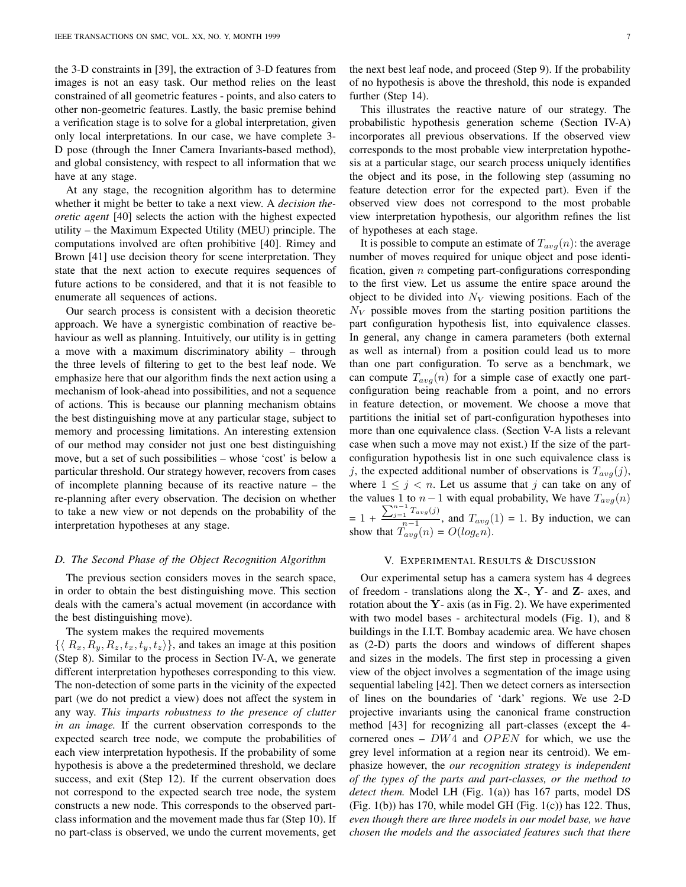the 3-D constraints in [39], the extraction of 3-D features from images is not an easy task. Our method relies on the least constrained of all geometric features - points, and also caters to other non-geometric features. Lastly, the basic premise behind a verification stage is to solve for a global interpretation, given only local interpretations. In our case, we have complete 3-D pose (through the Inner Camera Invariants-based method), and global consistency, with respect to all information that we have at any stage.

At any stage, the recognition algorithm has to determine whether it might be better to take a next view. A *decision theoretic agent* [40] selects the action with the highest expected utility – the Maximum Expected Utility (MEU) principle. The computations involved are often prohibitive [40]. Rimey and Brown [41] use decision theory for scene interpretation. They state that the next action to execute requires sequences of future actions to be considered, and that it is not feasible to enumerate all sequences of actions.

Our search process is consistent with a decision theoretic approach. We have a synergistic combination of reactive behaviour as well as planning. Intuitively, our utility is in getting a move with a maximum discriminatory ability – through the three levels of filtering to get to the best leaf node. We emphasize here that our algorithm finds the next action using a mechanism of look-ahead into possibilities, and not a sequence of actions. This is because our planning mechanism obtains the best distinguishing move at any particular stage, subject to memory and processing limitations. An interesting extension of our method may consider not just one best distinguishing move, but a set of such possibilities – whose 'cost' is below a particular threshold. Our strategy however, recovers from cases of incomplete planning because of its reactive nature – the re-planning after every observation. The decision on whether to take a new view or not depends on the probability of the interpretation hypotheses at any stage.

### D. The Second Phase of the Object Recognition Algorithm

The previous section considers moves in the search space, in order to obtain the best distinguishing move. This section deals with the camera's actual movement (in accordance with the best distinguishing move).

The system makes the required movements $\{\langle R_x, R_y, R_z, t_x, t_y, t_z \rangle\}$, and takes an image at this position (Step 8). Similar to the process in Section IV-A, we generate different interpretation hypotheses corresponding to this view. The non-detection of some parts in the vicinity of the expected part (we do not predict a view) does not affect the system in any way. *This imparts robustness to the presence of clutter in an image.* If the current observation corresponds to the expected search tree node, we compute the probabilities of each view interpretation hypothesis. If the probability of some hypothesis is above a the predetermined threshold, we declare success, and exit (Step 12). If the current observation does not correspond to the expected search tree node, the system constructs a new node. This corresponds to the observed part-class information and the movement made thus far (Step 10). If no part-class is observed, we undo the current movements, get the next best leaf node, and proceed (Step 9). If the probability of no hypothesis is above the threshold, this node is expanded further (Step 14).

This illustrates the reactive nature of our strategy. The probabilistic hypothesis generation scheme (Section IV-A) incorporates all previous observations. If the observed view corresponds to the most probable view interpretation hypothesis at a particular stage, our search process uniquely identifies the object and its pose, in the following step (assuming no feature detection error for the expected part). Even if the observed view does not correspond to the most probable view interpretation hypothesis, our algorithm refines the list of hypotheses at each stage.

It is possible to compute an estimate of $T_{avg}(n)$: the average number of moves required for unique object and pose identification, given $n$ competing part-configurations corresponding to the first view. Let us assume the entire space around the object to be divided into $N_V$ viewing positions. Each of the $N_V$ possible moves from the starting position partitions the part configuration hypothesis list, into equivalence classes. In general, any change in camera parameters (both external as well as internal) from a position could lead us to more than one part configuration. To serve as a benchmark, we can compute $T_{avg}(n)$ for a simple case of exactly one part-configuration being reachable from a point, and no errors in feature detection, or movement. We choose a move that partitions the initial set of part-configuration hypotheses into more than one equivalence class. (Section V-A lists a relevant case when such a move may not exist.) If the size of the part-configuration hypothesis list in one such equivalence class is $j$, the expected additional number of observations is $T_{avg}(j)$, where $1 \leq j < n$. Let us assume that $j$ can take on any of the values 1 to $n-1$ with equal probability, We have $T_{avg}(n) = 1 + \frac{\sum_{j=1}^{n-1} T_{avg}(j)}{n-1}$, and $T_{avg}(1) = 1$. By induction, we can show that $T_{avg}(n) = O(log_e n)$.

## V. Experimental Results & Discussion

Our experimental setup has a camera system has 4 degrees of freedom - translations along the $\mathbf{X}$-, $\mathbf{Y}$- and $\mathbf{Z}$- axes, and rotation about the $\mathbf{Y}$- axis (as in Fig. 2). We have experimented with two model bases - architectural models (Fig. 1), and 8 buildings in the I.I.T. Bombay academic area. We have chosen as (2-D) parts the doors and windows of different shapes and sizes in the models. The first step in processing a given view of the object involves a segmentation of the image using sequential labeling [42]. Then we detect corners as intersection of lines on the boundaries of 'dark' regions. We use 2-D projective invariants using the canonical frame construction method [43] for recognizing all part-classes (except the 4-cornered ones – $DW4$ and $OPEN$ for which, we use the grey level information at a region near its centroid). We emphasize however, the *our recognition strategy is independent of the types of the parts and part-classes, or the method to detect them.* Model LH (Fig. 1(a)) has 167 parts, model DS (Fig. 1(b)) has 170, while model GH (Fig. 1(c)) has 122. Thus, *even though there are three models in our model base, we have chosen the models and the associated features such that there*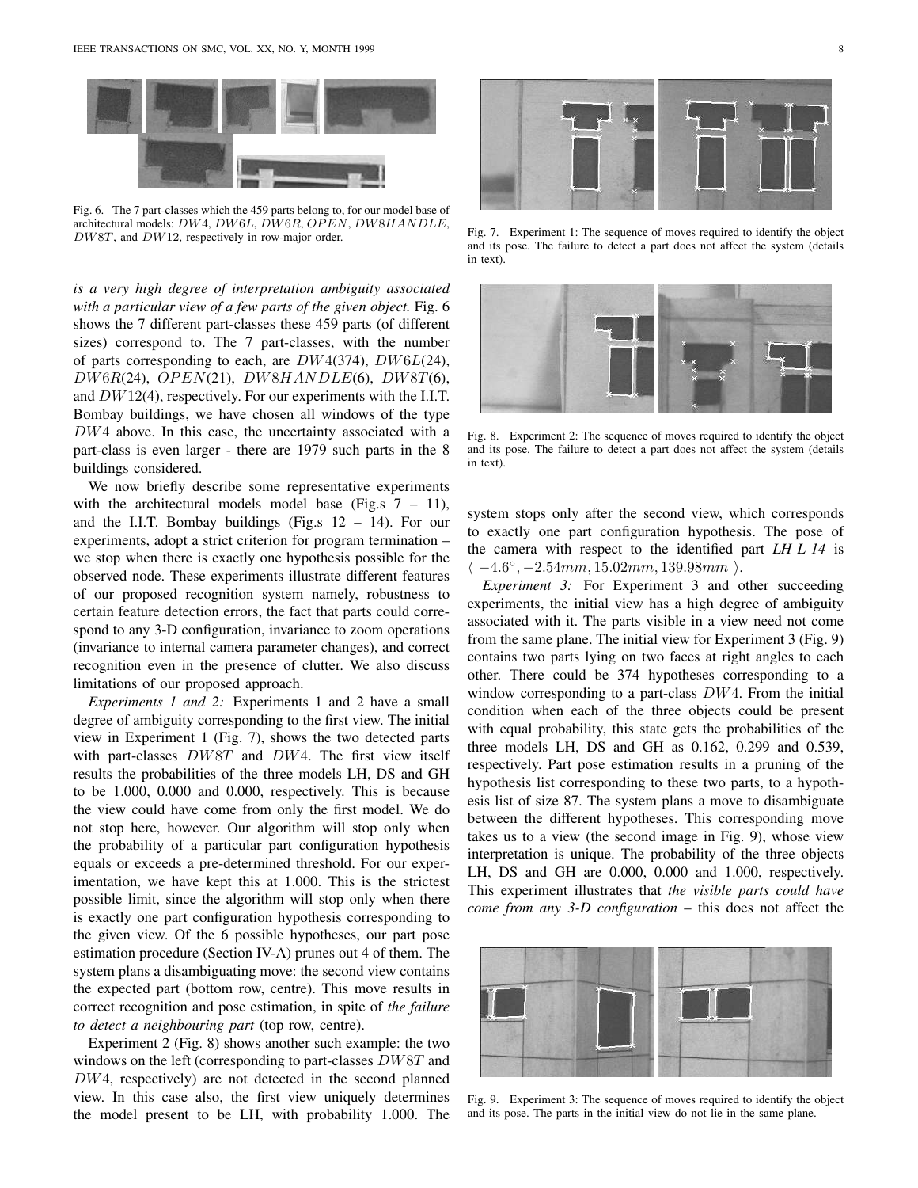Fig. 6. The 7 part-classes which the 459 parts belong to, for our model base of architectural models: $DW4$, $DW6L$, $DW6R$, $OPEN$, $DW8HANDLE$, $DW8T$, and $DW12$, respectively in row-major order.

*is a very high degree of interpretation ambiguity associated with a particular view of a few parts of the given object.* Fig. 6 shows the 7 different part-classes these 459 parts (of different sizes) correspond to. The 7 part-classes, with the number of parts corresponding to each, are $DW4$(374), $DW6L$(24), $DW6R$(24), $OPEN$(21), $DW8HANDLE$(6), $DW8T$(6), and $DW12$(4), respectively. For our experiments with the I.I.T. Bombay buildings, we have chosen all windows of the type $DW4$ above. In this case, the uncertainty associated with a part-class is even larger - there are 1979 such parts in the 8 buildings considered.

We now briefly describe some representative experiments with the architectural models model base (Fig.s 7 – 11), and the I.I.T. Bombay buildings (Fig.s 12 – 14). For our experiments, adopt a strict criterion for program termination – we stop when there is exactly one hypothesis possible for the observed node. These experiments illustrate different features of our proposed recognition system namely, robustness to certain feature detection errors, the fact that parts could correspond to any 3-D configuration, invariance to zoom operations (invariance to internal camera parameter changes), and correct recognition even in the presence of clutter. We also discuss limitations of our proposed approach.

*Experiments 1 and 2:* Experiments 1 and 2 have a small degree of ambiguity corresponding to the first view. The initial view in Experiment 1 (Fig. 7), shows the two detected parts with part-classes $DW8T$ and $DW4$. The first view itself results the probabilities of the three models LH, DS and GH to be 1.000, 0.000 and 0.000, respectively. This is because the view could have come from only the first model. We do not stop here, however. Our algorithm will stop only when the probability of a particular part configuration hypothesis equals or exceeds a pre-determined threshold. For our experimentation, we have kept this at 1.000. This is the strictest possible limit, since the algorithm will stop only when there is exactly one part configuration hypothesis corresponding to the given view. Of the 6 possible hypotheses, our part pose estimation procedure (Section IV-A) prunes out 4 of them. The system plans a disambiguating move: the second view contains the expected part (bottom row, centre). This move results in correct recognition and pose estimation, in spite of *the failure to detect a neighbouring part* (top row, centre).

Experiment 2 (Fig. 8) shows another such example: the two windows on the left (corresponding to part-classes $DW8T$ and $DW4$, respectively) are not detected in the second planned view. In this case also, the first view uniquely determines the model present to be LH, with probability 1.000. The system stops only after the second view, which corresponds to exactly one part configuration hypothesis. The pose of the camera with respect to the identified part *LH_L_14* is $\langle -4.6°, -2.54mm, 15.02mm, 139.98mm \rangle$.

Fig. 7. Experiment 1: The sequence of moves required to identify the object and its pose. The failure to detect a part does not affect the system (details in text).

Fig. 8. Experiment 2: The sequence of moves required to identify the object and its pose. The failure to detect a part does not affect the system (details in text).

*Experiment 3:* For Experiment 3 and other succeeding experiments, the initial view has a high degree of ambiguity associated with it. The parts visible in a view need not come from the same plane. The initial view for Experiment 3 (Fig. 9) contains two parts lying on two faces at right angles to each other. There could be 374 hypotheses corresponding to a window corresponding to a part-class $DW4$. From the initial condition when each of the three objects could be present with equal probability, this state gets the probabilities of the three models LH, DS and GH as 0.162, 0.299 and 0.539, respectively. Part pose estimation results in a pruning of the hypothesis list corresponding to these two parts, to a hypothesis list of size 87. The system plans a move to disambiguate between the different hypotheses. This corresponding move takes us to a view (the second image in Fig. 9), whose view interpretation is unique. The probability of the three objects LH, DS and GH are 0.000, 0.000 and 1.000, respectively. This experiment illustrates that *the visible parts could have come from any 3-D configuration* – this does not affect the

Fig. 9. Experiment 3: The sequence of moves required to identify the object and its pose. The parts in the initial view do not lie in the same plane.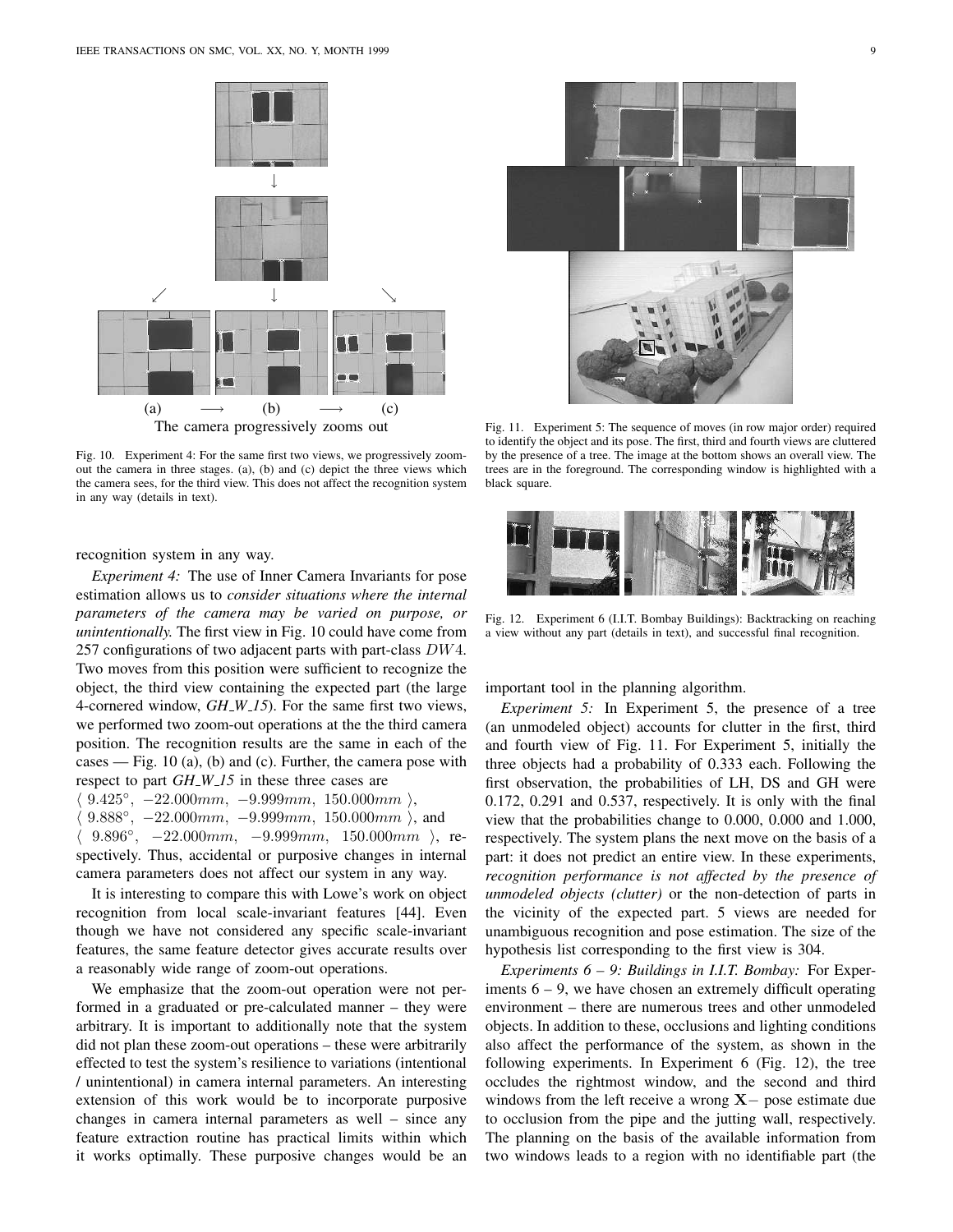(a) $\longrightarrow$ (b) $\longrightarrow$ (c)

The camera progressively zooms out

Fig. 10. Experiment 4: For the same first two views, we progressively zoom-out the camera in three stages. (a), (b) and (c) depict the three views which the camera sees, for the third view. This does not affect the recognition system in any way (details in text).

Fig. 11. Experiment 5: The sequence of moves (in row major order) required to identify the object and its pose. The first, third and fourth views are cluttered by the presence of a tree. The image at the bottom shows an overall view. The trees are in the foreground. The corresponding window is highlighted with a black square.

Fig. 12. Experiment 6 (I.I.T. Bombay Buildings): Backtracking on reaching a view without any part (details in text), and successful final recognition.

recognition system in any way.

*Experiment 4:* The use of Inner Camera Invariants for pose estimation allows us to *consider situations where the internal parameters of the camera may be varied on purpose, or unintentionally.* The first view in Fig. 10 could have come from 257 configurations of two adjacent parts with part-class $DW4$. Two moves from this position were sufficient to recognize the object, the third view containing the expected part (the large 4-cornered window, *GH_W_15*). For the same first two views, we performed two zoom-out operations at the the third camera position. The recognition results are the same in each of the cases — Fig. 10 (a), (b) and (c). Further, the camera pose with respect to part *GH_W_15* in these three cases are
$\langle\ 9.425^{\circ},\ -22.000mm,\ -9.999mm,\ 150.000mm\ \rangle$,
$\langle\ 9.888^{\circ},\ -22.000mm,\ -9.999mm,\ 150.000mm\ \rangle$, and
$\langle\ 9.896^{\circ},\ -22.000mm,\ -9.999mm,\ 150.000mm\ \rangle$, respectively. Thus, accidental or purposive changes in internal camera parameters does not affect our system in any way.

It is interesting to compare this with Lowe's work on object recognition from local scale-invariant features [44]. Even though we have not considered any specific scale-invariant features, the same feature detector gives accurate results over a reasonably wide range of zoom-out operations.

We emphasize that the zoom-out operation were not performed in a graduated or pre-calculated manner – they were arbitrary. It is important to additionally note that the system did not plan these zoom-out operations – these were arbitrarily effected to test the system's resilience to variations (intentional / unintentional) in camera internal parameters. An interesting extension of this work would be to incorporate purposive changes in camera internal parameters as well – since any feature extraction routine has practical limits within which it works optimally. These purposive changes would be an important tool in the planning algorithm.

*Experiment 5:* In Experiment 5, the presence of a tree (an unmodeled object) accounts for clutter in the first, third and fourth view of Fig. 11. For Experiment 5, initially the three objects had a probability of 0.333 each. Following the first observation, the probabilities of LH, DS and GH were 0.172, 0.291 and 0.537, respectively. It is only with the final view that the probabilities change to 0.000, 0.000 and 1.000, respectively. The system plans the next move on the basis of a part: it does not predict an entire view. In these experiments, *recognition performance is not affected by the presence of unmodeled objects (clutter)* or the non-detection of parts in the vicinity of the expected part. 5 views are needed for unambiguous recognition and pose estimation. The size of the hypothesis list corresponding to the first view is 304.

*Experiments 6 – 9: Buildings in I.I.T. Bombay:* For Experiments 6 – 9, we have chosen an extremely difficult operating environment – there are numerous trees and other unmodeled objects. In addition to these, occlusions and lighting conditions also affect the performance of the system, as shown in the following experiments. In Experiment 6 (Fig. 12), the tree occludes the rightmost window, and the second and third windows from the left receive a wrong $\mathbf{X}-$ pose estimate due to occlusion from the pipe and the jutting wall, respectively. The planning on the basis of the available information from two windows leads to a region with no identifiable part (the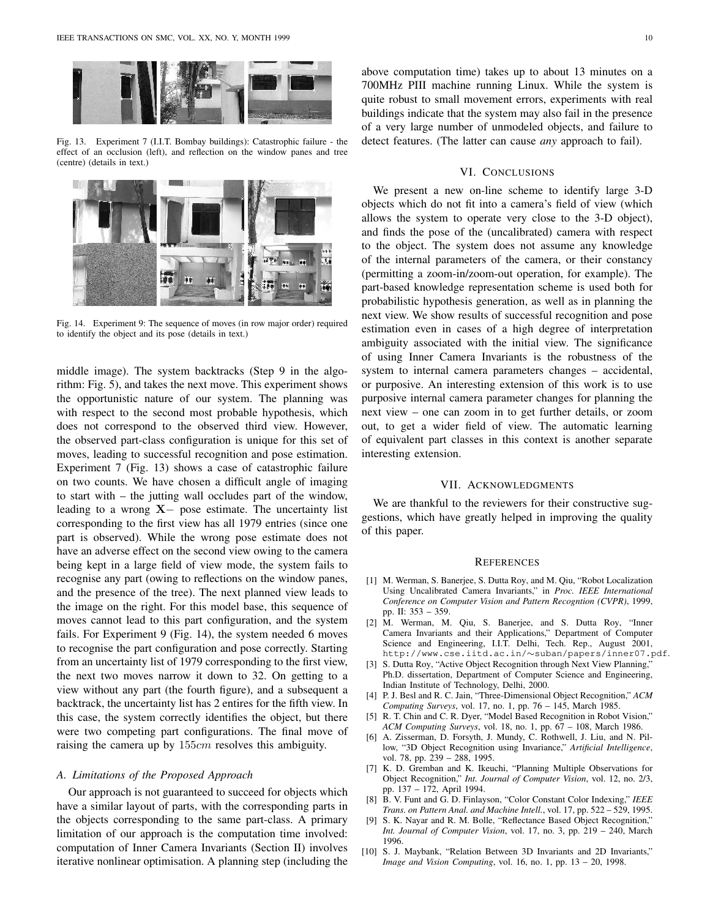Fig. 13. Experiment 7 (I.I.T. Bombay buildings): Catastrophic failure - the effect of an occlusion (left), and reflection on the window panes and tree (centre) (details in text.)

Fig. 14. Experiment 9: The sequence of moves (in row major order) required to identify the object and its pose (details in text.)

middle image). The system backtracks (Step 9 in the algorithm: Fig. 5), and takes the next move. This experiment shows the opportunistic nature of our system. The planning was with respect to the second most probable hypothesis, which does not correspond to the observed third view. However, the observed part-class configuration is unique for this set of moves, leading to successful recognition and pose estimation. Experiment 7 (Fig. 13) shows a case of catastrophic failure on two counts. We have chosen a difficult angle of imaging to start with – the jutting wall occludes part of the window, leading to a wrong $\mathbf{X}-$ pose estimate. The uncertainty list corresponding to the first view has all 1979 entries (since one part is observed). While the wrong pose estimate does not have an adverse effect on the second view owing to the camera being kept in a large field of view mode, the system fails to recognise any part (owing to reflections on the window panes, and the presence of the tree). The next planned view leads to the image on the right. For this model base, this sequence of moves cannot lead to this part configuration, and the system fails. For Experiment 9 (Fig. 14), the system needed 6 moves to recognise the part configuration and pose correctly. Starting from an uncertainty list of 1979 corresponding to the first view, the next two moves narrow it down to 32. On getting to a view without any part (the fourth figure), and a subsequent a backtrack, the uncertainty list has 2 entires for the fifth view. In this case, the system correctly identifies the object, but there were two competing part configurations. The final move of raising the camera up by $155cm$ resolves this ambiguity.

### A. Limitations of the Proposed Approach

Our approach is not guaranteed to succeed for objects which have a similar layout of parts, with the corresponding parts in the objects corresponding to the same part-class. A primary limitation of our approach is the computation time involved: computation of Inner Camera Invariants (Section II) involves iterative nonlinear optimisation. A planning step (including the above computation time) takes up to about 13 minutes on a 700MHz PIII machine running Linux. While the system is quite robust to small movement errors, experiments with real buildings indicate that the system may also fail in the presence of a very large number of unmodeled objects, and failure to detect features. (The latter can cause *any* approach to fail).

## VI. Conclusions

We present a new on-line scheme to identify large 3-D objects which do not fit into a camera's field of view (which allows the system to operate very close to the 3-D object), and finds the pose of the (uncalibrated) camera with respect to the object. The system does not assume any knowledge of the internal parameters of the camera, or their constancy (permitting a zoom-in/zoom-out operation, for example). The part-based knowledge representation scheme is used both for probabilistic hypothesis generation, as well as in planning the next view. We show results of successful recognition and pose estimation even in cases of a high degree of interpretation ambiguity associated with the initial view. The significance of using Inner Camera Invariants is the robustness of the system to internal camera parameters changes – accidental, or purposive. An interesting extension of this work is to use purposive internal camera parameter changes for planning the next view – one can zoom in to get further details, or zoom out, to get a wider field of view. The automatic learning of equivalent part classes in this context is another separate interesting extension.

## VII. Acknowledgments

We are thankful to the reviewers for their constructive suggestions, which have greatly helped in improving the quality of this paper.

## References

[1] M. Werman, S. Banerjee, S. Dutta Roy, and M. Qiu, "Robot Localization Using Uncalibrated Camera Invariants," in *Proc. IEEE International Conference on Computer Vision and Pattern Recogntion (CVPR)*, 1999, pp. II: 353 – 359.

[2] M. Werman, M. Qiu, S. Banerjee, and S. Dutta Roy, "Inner Camera Invariants and their Applications," Department of Computer Science and Engineering, I.I.T. Delhi, Tech. Rep., August 2001, `http://www.cse.iitd.ac.in/∼suban/papers/inner07.pdf`.

[3] S. Dutta Roy, "Active Object Recognition through Next View Planning," Ph.D. dissertation, Department of Computer Science and Engineering, Indian Institute of Technology, Delhi, 2000.

[4] P. J. Besl and R. C. Jain, "Three-Dimensional Object Recognition," *ACM Computing Surveys*, vol. 17, no. 1, pp. 76 – 145, March 1985.

[5] R. T. Chin and C. R. Dyer, "Model Based Recognition in Robot Vision," *ACM Computing Surveys*, vol. 18, no. 1, pp. 67 – 108, March 1986.

[6] A. Zisserman, D. Forsyth, J. Mundy, C. Rothwell, J. Liu, and N. Pillow, "3D Object Recognition using Invariance," *Artificial Intelligence*, vol. 78, pp. 239 – 288, 1995.

[7] K. D. Gremban and K. Ikeuchi, "Planning Multiple Observations for Object Recognition," *Int. Journal of Computer Vision*, vol. 12, no. 2/3, pp. 137 – 172, April 1994.

[8] B. V. Funt and G. D. Finlayson, "Color Constant Color Indexing," *IEEE Trans. on Pattern Anal. and Machine Intell.*, vol. 17, pp. 522 – 529, 1995.

[9] S. K. Nayar and R. M. Bolle, "Reflectance Based Object Recognition," *Int. Journal of Computer Vision*, vol. 17, no. 3, pp. 219 – 240, March 1996.

[10] S. J. Maybank, "Relation Between 3D Invariants and 2D Invariants," *Image and Vision Computing*, vol. 16, no. 1, pp. 13 – 20, 1998.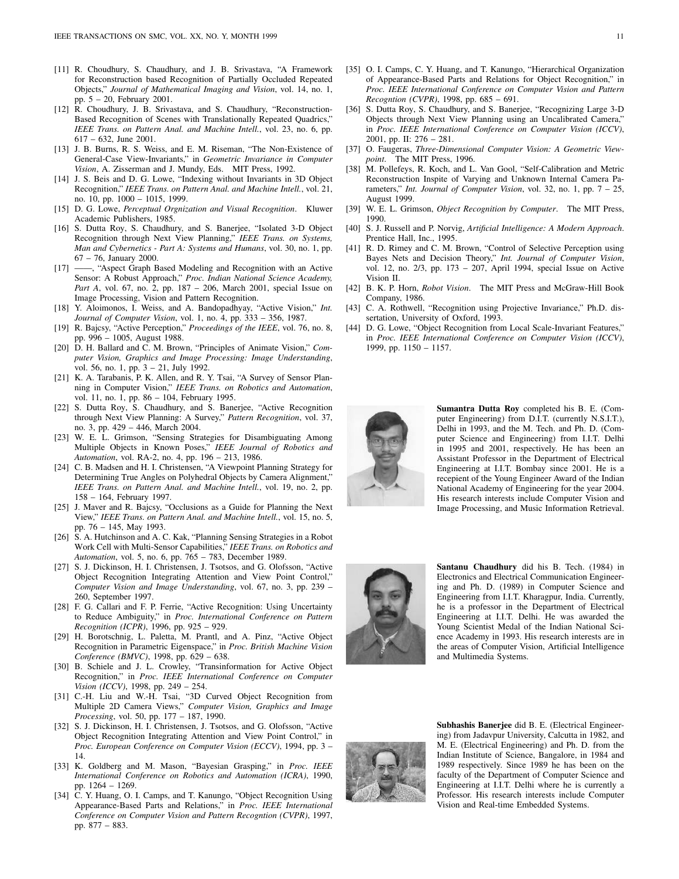[11] R. Choudhury, S. Chaudhury, and J. B. Srivastava, "A Framework for Reconstruction based Recognition of Partially Occluded Repeated Objects," *Journal of Mathematical Imaging and Vision*, vol. 14, no. 1, pp. 5 – 20, February 2001.

[12] R. Choudhury, J. B. Srivastava, and S. Chaudhury, "Reconstruction-Based Recognition of Scenes with Translationally Repeated Quadrics," *IEEE Trans. on Pattern Anal. and Machine Intell.*, vol. 23, no. 6, pp. 617 – 632, June 2001.

[13] J. B. Burns, R. S. Weiss, and E. M. Riseman, "The Non-Existence of General-Case View-Invariants," in *Geometric Invariance in Computer Vision*, A. Zisserman and J. Mundy, Eds. MIT Press, 1992.

[14] J. S. Beis and D. G. Lowe, "Indexing without Invariants in 3D Object Recognition," *IEEE Trans. on Pattern Anal. and Machine Intell.*, vol. 21, no. 10, pp. 1000 – 1015, 1999.

[15] D. G. Lowe, *Perceptual Orgnization and Visual Recognition*. Kluwer Academic Publishers, 1985.

[16] S. Dutta Roy, S. Chaudhury, and S. Banerjee, "Isolated 3-D Object Recognition through Next View Planning," *IEEE Trans. on Systems, Man and Cybernetics - Part A: Systems and Humans*, vol. 30, no. 1, pp. 67 – 76, January 2000.

[17] ——, "Aspect Graph Based Modeling and Recognition with an Active Sensor: A Robust Approach," *Proc. Indian National Science Academy, Part A*, vol. 67, no. 2, pp. 187 – 206, March 2001, special Issue on Image Processing, Vision and Pattern Recognition.

[18] Y. Aloimonos, I. Weiss, and A. Bandopadhyay, "Active Vision," *Int. Journal of Computer Vision*, vol. 1, no. 4, pp. 333 – 356, 1987.

[19] R. Bajcsy, "Active Perception," *Proceedings of the IEEE*, vol. 76, no. 8, pp. 996 – 1005, August 1988.

[20] D. H. Ballard and C. M. Brown, "Principles of Animate Vision," *Computer Vision, Graphics and Image Processing: Image Understanding*, vol. 56, no. 1, pp. 3 – 21, July 1992.

[21] K. A. Tarabanis, P. K. Allen, and R. Y. Tsai, "A Survey of Sensor Planning in Computer Vision," *IEEE Trans. on Robotics and Automation*, vol. 11, no. 1, pp. 86 – 104, February 1995.

[22] S. Dutta Roy, S. Chaudhury, and S. Banerjee, "Active Recognition through Next View Planning: A Survey," *Pattern Recognition*, vol. 37, no. 3, pp. 429 – 446, March 2004.

[23] W. E. L. Grimson, "Sensing Strategies for Disambiguating Among Multiple Objects in Known Poses," *IEEE Journal of Robotics and Automation*, vol. RA-2, no. 4, pp. 196 – 213, 1986.

[24] C. B. Madsen and H. I. Christensen, "A Viewpoint Planning Strategy for Determining True Angles on Polyhedral Objects by Camera Alignment," *IEEE Trans. on Pattern Anal. and Machine Intell.*, vol. 19, no. 2, pp. 158 – 164, February 1997.

[25] J. Maver and R. Bajcsy, "Occlusions as a Guide for Planning the Next View," *IEEE Trans. on Pattern Anal. and Machine Intell.*, vol. 15, no. 5, pp. 76 – 145, May 1993.

[26] S. A. Hutchinson and A. C. Kak, "Planning Sensing Strategies in a Robot Work Cell with Multi-Sensor Capabilities," *IEEE Trans. on Robotics and Automation*, vol. 5, no. 6, pp. 765 – 783, December 1989.

[27] S. J. Dickinson, H. I. Christensen, J. Tsotsos, and G. Olofsson, "Active Object Recognition Integrating Attention and View Point Control," *Computer Vision and Image Understanding*, vol. 67, no. 3, pp. 239 – 260, September 1997.

[28] F. G. Callari and F. P. Ferrie, "Active Recognition: Using Uncertainty to Reduce Ambiguity," in *Proc. International Conference on Pattern Recognition (ICPR)*, 1996, pp. 925 – 929.

[29] H. Borotschnig, L. Paletta, M. Prantl, and A. Pinz, "Active Object Recognition in Parametric Eigenspace," in *Proc. British Machine Vision Conference (BMVC)*, 1998, pp. 629 – 638.

[30] B. Schiele and J. L. Crowley, "Transinformation for Active Object Recognition," in *Proc. IEEE International Conference on Computer Vision (ICCV)*, 1998, pp. 249 – 254.

[31] C.-H. Liu and W.-H. Tsai, "3D Curved Object Recognition from Multiple 2D Camera Views," *Computer Vision, Graphics and Image Processing*, vol. 50, pp. 177 – 187, 1990.

[32] S. J. Dickinson, H. I. Christensen, J. Tsotsos, and G. Olofsson, "Active Object Recognition Integrating Attention and View Point Control," in *Proc. European Conference on Computer Vision (ECCV)*, 1994, pp. 3 – 14.

[33] K. Goldberg and M. Mason, "Bayesian Grasping," in *Proc. IEEE International Conference on Robotics and Automation (ICRA)*, 1990, pp. 1264 – 1269.

[34] C. Y. Huang, O. I. Camps, and T. Kanungo, "Object Recognition Using Appearance-Based Parts and Relations," in *Proc. IEEE International Conference on Computer Vision and Pattern Recogntion (CVPR)*, 1997, pp. 877 – 883.

[35] O. I. Camps, C. Y. Huang, and T. Kanungo, "Hierarchical Organization of Appearance-Based Parts and Relations for Object Recognition," in *Proc. IEEE International Conference on Computer Vision and Pattern Recogntion (CVPR)*, 1998, pp. 685 – 691.

[36] S. Dutta Roy, S. Chaudhury, and S. Banerjee, "Recognizing Large 3-D Objects through Next View Planning using an Uncalibrated Camera," in *Proc. IEEE International Conference on Computer Vision (ICCV)*, 2001, pp. II: 276 – 281.

[37] O. Faugeras, *Three-Dimensional Computer Vision: A Geometric Viewpoint*. The MIT Press, 1996.

[38] M. Pollefeys, R. Koch, and L. Van Gool, "Self-Calibration and Metric Reconstruction Inspite of Varying and Unknown Internal Camera Parameters," *Int. Journal of Computer Vision*, vol. 32, no. 1, pp. 7 – 25, August 1999.

[39] W. E. L. Grimson, *Object Recognition by Computer*. The MIT Press, 1990.

[40] S. J. Russell and P. Norvig, *Artificial Intelligence: A Modern Approach*. Prentice Hall, Inc., 1995.

[41] R. D. Rimey and C. M. Brown, "Control of Selective Perception using Bayes Nets and Decision Theory," *Int. Journal of Computer Vision*, vol. 12, no. 2/3, pp. 173 – 207, April 1994, special Issue on Active Vision II.

[42] B. K. P. Horn, *Robot Vision*. The MIT Press and McGraw-Hill Book Company, 1986.

[43] C. A. Rothwell, "Recognition using Projective Invariance," Ph.D. dissertation, University of Oxford, 1993.

[44] D. G. Lowe, "Object Recognition from Local Scale-Invariant Features," in *Proc. IEEE International Conference on Computer Vision (ICCV)*, 1999, pp. 1150 – 1157.

**Sumantra Dutta Roy** completed his B. E. (Computer Engineering) from D.I.T. (currently N.S.I.T.), Delhi in 1993, and the M. Tech. and Ph. D. (Computer Science and Engineering) from I.I.T. Delhi in 1995 and 2001, respectively. He has been an Assistant Professor in the Department of Electrical Engineering at I.I.T. Bombay since 2001. He is a recepient of the Young Engineer Award of the Indian National Academy of Engineering for the year 2004. His research interests include Computer Vision and Image Processing, and Music Information Retrieval.

**Santanu Chaudhury** did his B. Tech. (1984) in Electronics and Electrical Communication Engineering and Ph. D. (1989) in Computer Science and Engineering from I.I.T. Kharagpur, India. Currently, he is a professor in the Department of Electrical Engineering at I.I.T. Delhi. He was awarded the Young Scientist Medal of the Indian National Science Academy in 1993. His research interests are in the areas of Computer Vision, Artificial Intelligence and Multimedia Systems.

**Subhashis Banerjee** did B. E. (Electrical Engineering) from Jadavpur University, Calcutta in 1982, and M. E. (Electrical Engineering) and Ph. D. from the Indian Institute of Science, Bangalore, in 1984 and 1989 respectively. Since 1989 he has been on the faculty of the Department of Computer Science and Engineering at I.I.T. Delhi where he is currently a Professor. His research interests include Computer Vision and Real-time Embedded Systems.